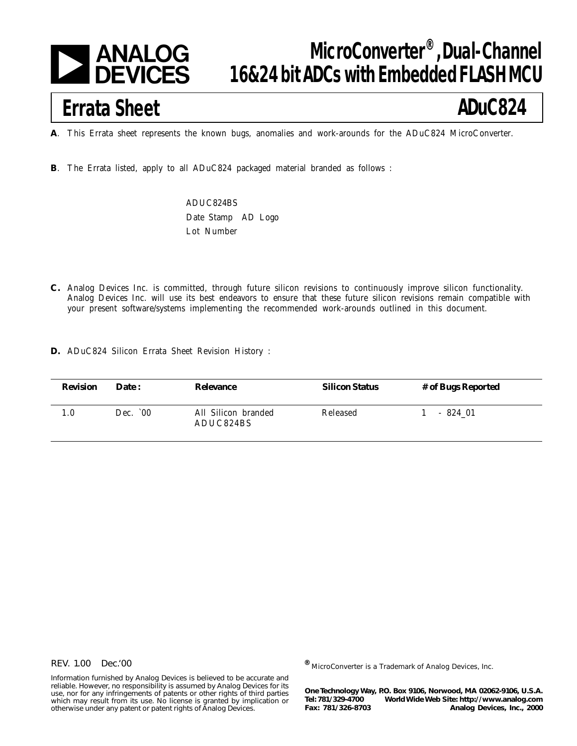# MicroConverter®, Dual-Channel 16&24 bit ADCs with Embedded FLASH MCU

## Errata Sheet ADuC824

**A**. This Errata sheet represents the known bugs, anomalies and work-arounds for the ADuC824 MicroConverter.

**B**. The Errata listed, apply to all ADuC824 packaged material branded as follows :

ADUC824BS
Date Stamp AD Logo
Lot Number

**C.** Analog Devices Inc. is committed, through future silicon revisions to continuously improve silicon functionality. Analog Devices Inc. will use its best endeavors to ensure that these future silicon revisions remain compatible with your present software/systems implementing the recommended work-arounds outlined in this document.

**D.** ADuC824 Silicon Errata Sheet Revision History :

| Revision | Date : | Relevance | Silicon Status | # of Bugs Reported |
|---|---|---|---|---|
| 1.0 | Dec. `00 | All Silicon branded ADUC824BS | Released | 1 - 824_01 |

REV. 1.00 Dec.'00

Information furnished by Analog Devices is believed to be accurate and reliable. However, no responsibility is assumed by Analog Devices for its use, nor for any infringements of patents or other rights of third parties which may result from its use. No license is granted by implication or otherwise under any patent or patent rights of Analog Devices.

® MicroConverter is a Trademark of Analog Devices, Inc.

**One Technology Way, P.O. Box 9106, Norwood, MA 02062-9106, U.S.A.**
**Tel: 781/329-4700 World Wide Web Site: http://www.analog.com**
**Fax: 781/326-8703 Analog Devices, Inc., 2000**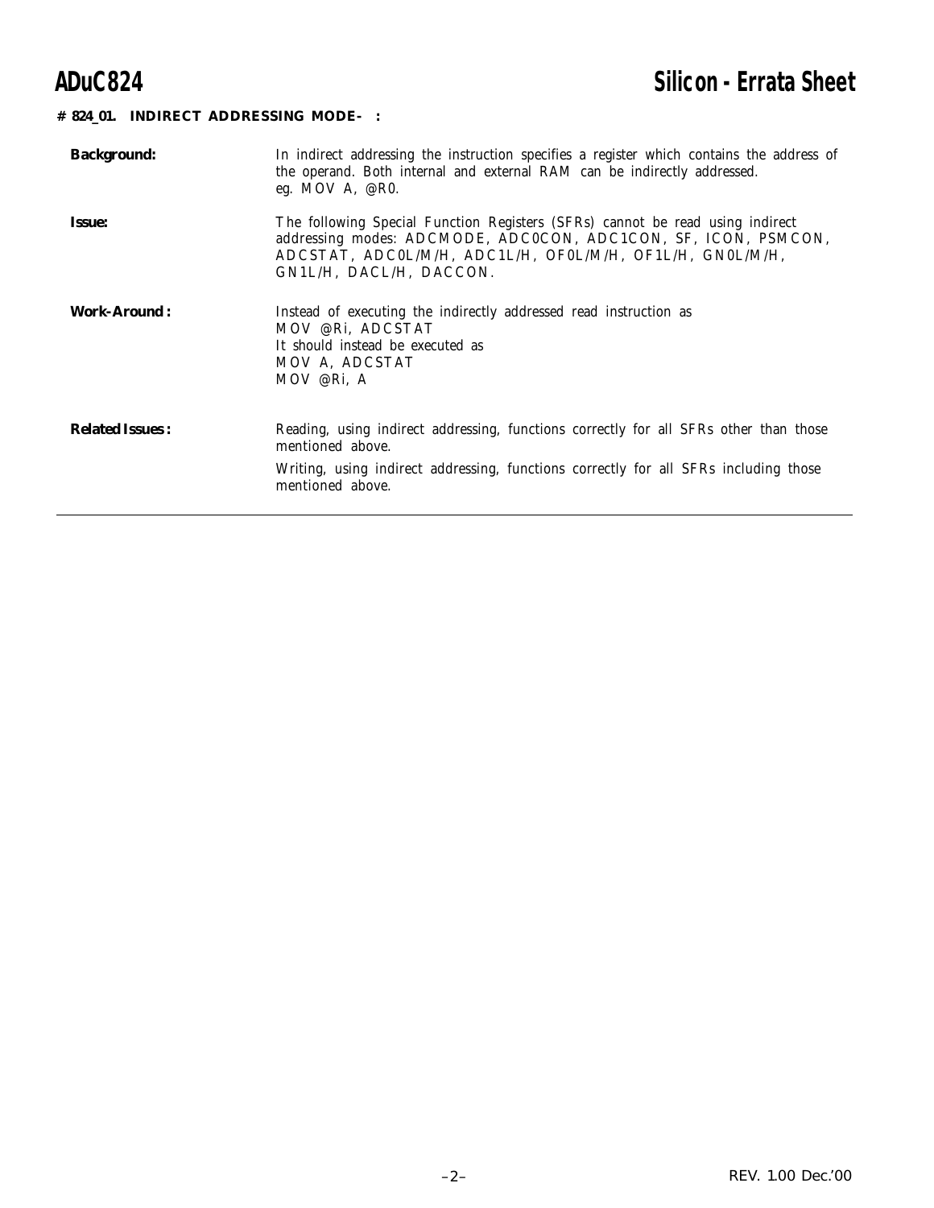# 824_01. INDIRECT ADDRESSING MODE- :

**Background:**

In indirect addressing the instruction specifies a register which contains the address of the operand. Both internal and external RAM can be indirectly addressed.
eg. MOV A, @R0.

**Issue:**

The following Special Function Registers (SFRs) cannot be read using indirect addressing modes: ADCMODE, ADC0CON, ADC1CON, SF, ICON, PSMCON, ADCSTAT, ADC0L/M/H, ADC1L/H, OF0L/M/H, OF1L/H, GN0L/M/H, GN1L/H, DACL/H, DACCON.

**Work-Around :**

Instead of executing the indirectly addressed read instruction as

```
MOV @Ri, ADCSTAT
```

It should instead be executed as

```
MOV A, ADCSTAT
MOV @Ri, A
```

**Related Issues :**

Reading, using indirect addressing, functions correctly for all SFRs other than those mentioned above.

Writing, using indirect addressing, functions correctly for all SFRs including those mentioned above.